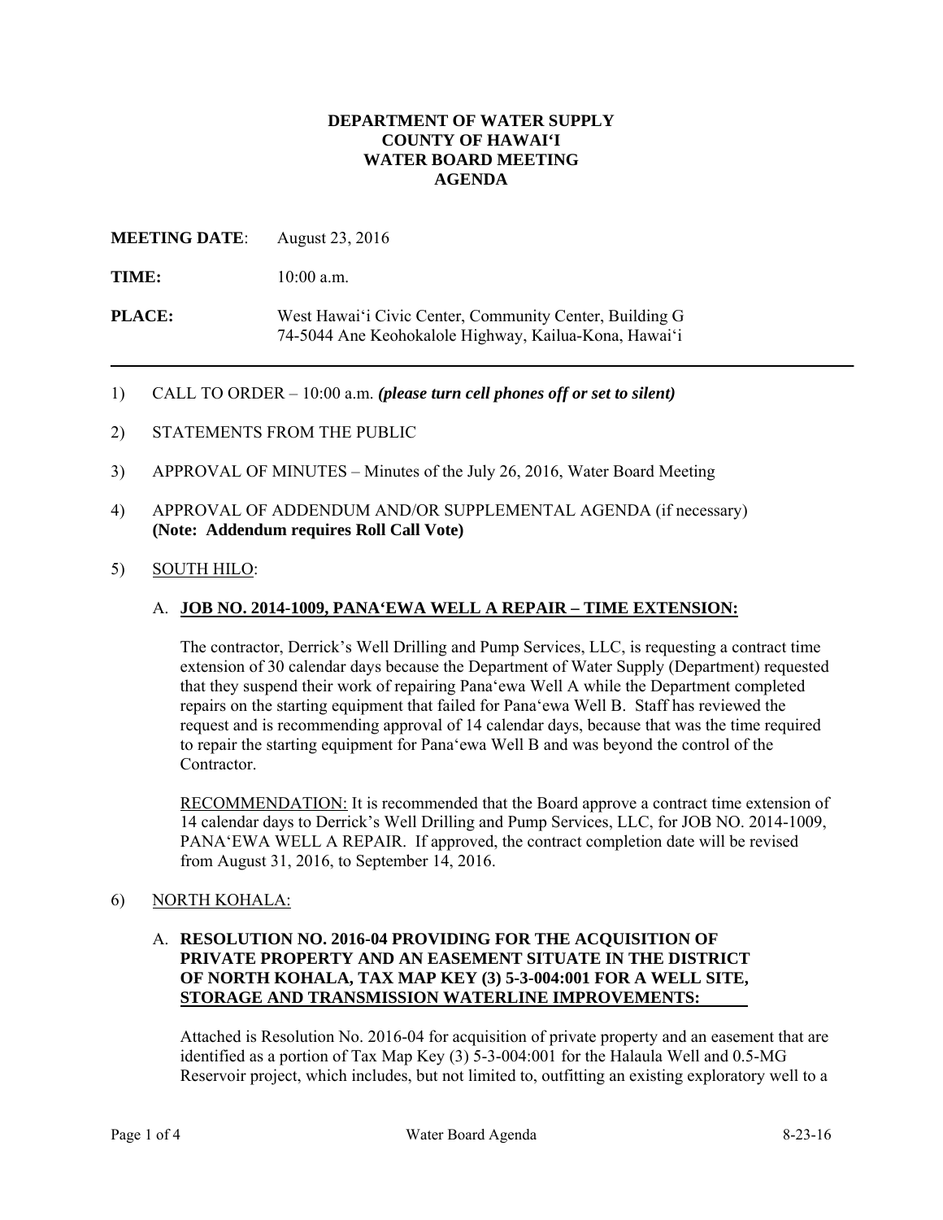**DEPARTMENT OF WATER SUPPLY**
**COUNTY OF HAWAIʻI**
**WATER BOARD MEETING**
**AGENDA**

**MEETING DATE**: August 23, 2016

**TIME:** 10:00 a.m.

**PLACE:** West Hawaiʻi Civic Center, Community Center, Building G
74-5044 Ane Keohokalole Highway, Kailua-Kona, Hawaiʻi

---

1) CALL TO ORDER – 10:00 a.m. ***(please turn cell phones off or set to silent)***

2) STATEMENTS FROM THE PUBLIC

3) APPROVAL OF MINUTES – Minutes of the July 26, 2016, Water Board Meeting

4) APPROVAL OF ADDENDUM AND/OR SUPPLEMENTAL AGENDA (if necessary) **(Note: Addendum requires Roll Call Vote)**

5) SOUTH HILO:

A. **JOB NO. 2014-1009, PANAʻEWA WELL A REPAIR – TIME EXTENSION:**

The contractor, Derrick's Well Drilling and Pump Services, LLC, is requesting a contract time extension of 30 calendar days because the Department of Water Supply (Department) requested that they suspend their work of repairing Panaʻewa Well A while the Department completed repairs on the starting equipment that failed for Panaʻewa Well B. Staff has reviewed the request and is recommending approval of 14 calendar days, because that was the time required to repair the starting equipment for Panaʻewa Well B and was beyond the control of the Contractor.

RECOMMENDATION: It is recommended that the Board approve a contract time extension of 14 calendar days to Derrick's Well Drilling and Pump Services, LLC, for JOB NO. 2014-1009, PANAʻEWA WELL A REPAIR. If approved, the contract completion date will be revised from August 31, 2016, to September 14, 2016.

6) NORTH KOHALA:

A. **RESOLUTION NO. 2016-04 PROVIDING FOR THE ACQUISITION OF PRIVATE PROPERTY AND AN EASEMENT SITUATE IN THE DISTRICT OF NORTH KOHALA, TAX MAP KEY (3) 5-3-004:001 FOR A WELL SITE, STORAGE AND TRANSMISSION WATERLINE IMPROVEMENTS:**

Attached is Resolution No. 2016-04 for acquisition of private property and an easement that are identified as a portion of Tax Map Key (3) 5-3-004:001 for the Halaula Well and 0.5-MG Reservoir project, which includes, but not limited to, outfitting an existing exploratory well to a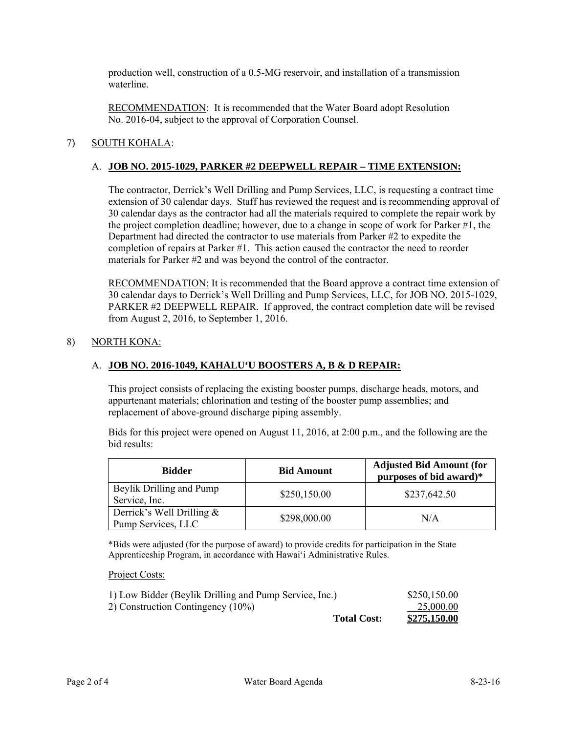production well, construction of a 0.5-MG reservoir, and installation of a transmission waterline.

RECOMMENDATION: It is recommended that the Water Board adopt Resolution No. 2016-04, subject to the approval of Corporation Counsel.

7) SOUTH KOHALA:

A. **JOB NO. 2015-1029, PARKER #2 DEEPWELL REPAIR – TIME EXTENSION:**

The contractor, Derrick's Well Drilling and Pump Services, LLC, is requesting a contract time extension of 30 calendar days. Staff has reviewed the request and is recommending approval of 30 calendar days as the contractor had all the materials required to complete the repair work by the project completion deadline; however, due to a change in scope of work for Parker #1, the Department had directed the contractor to use materials from Parker #2 to expedite the completion of repairs at Parker #1. This action caused the contractor the need to reorder materials for Parker #2 and was beyond the control of the contractor.

RECOMMENDATION: It is recommended that the Board approve a contract time extension of 30 calendar days to Derrick's Well Drilling and Pump Services, LLC, for JOB NO. 2015-1029, PARKER #2 DEEPWELL REPAIR. If approved, the contract completion date will be revised from August 2, 2016, to September 1, 2016.

8) NORTH KONA:

A. **JOB NO. 2016-1049, KAHALU'U BOOSTERS A, B & D REPAIR:**

This project consists of replacing the existing booster pumps, discharge heads, motors, and appurtenant materials; chlorination and testing of the booster pump assemblies; and replacement of above-ground discharge piping assembly.

Bids for this project were opened on August 11, 2016, at 2:00 p.m., and the following are the bid results:

| Bidder | Bid Amount | Adjusted Bid Amount (for purposes of bid award)* |
|---|---|---|
| Beylik Drilling and Pump Service, Inc. | $250,150.00 | $237,642.50 |
| Derrick's Well Drilling & Pump Services, LLC | $298,000.00 | N/A |

*Bids were adjusted (for the purpose of award) to provide credits for participation in the State Apprenticeship Program, in accordance with Hawai'i Administrative Rules.

Project Costs:

| | |
|---|---|
| 1) Low Bidder (Beylik Drilling and Pump Service, Inc.) | $250,150.00 |
| 2) Construction Contingency (10%) | 25,000.00 |
| **Total Cost:** | **$275,150.00** |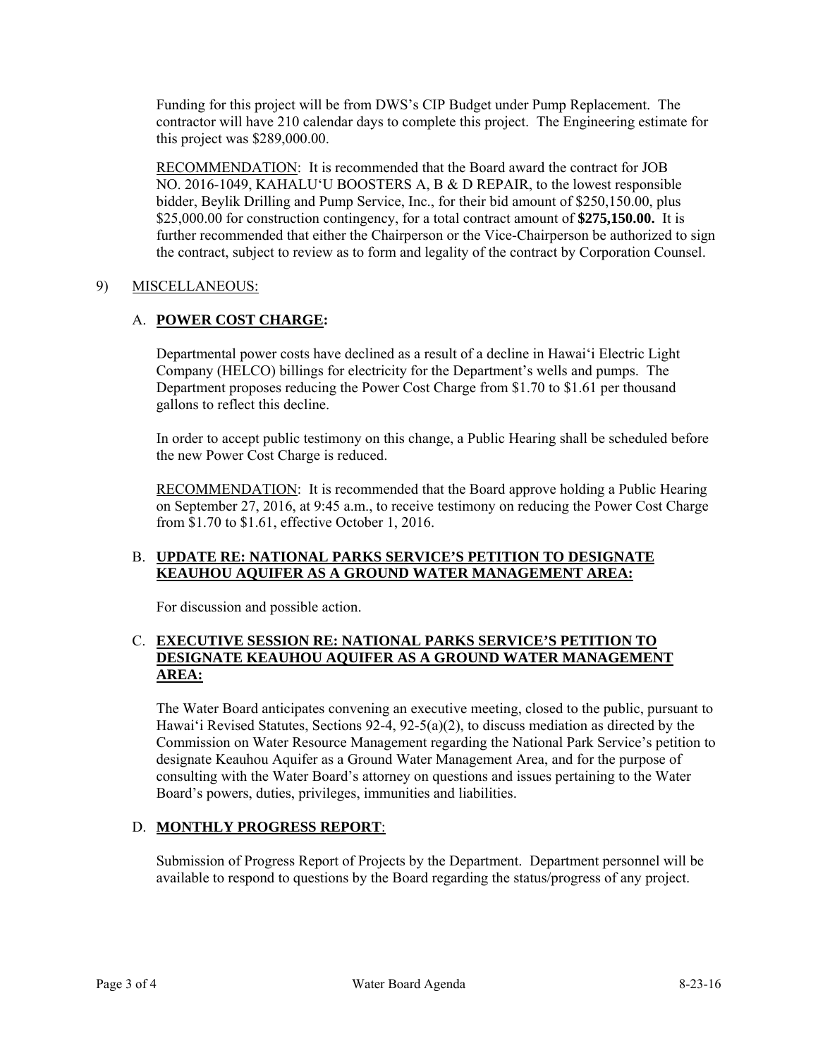Funding for this project will be from DWS's CIP Budget under Pump Replacement. The contractor will have 210 calendar days to complete this project. The Engineering estimate for this project was $289,000.00.

<u>RECOMMENDATION</u>: It is recommended that the Board award the contract for JOB NO. 2016-1049, KAHALU'U BOOSTERS A, B & D REPAIR, to the lowest responsible bidder, Beylik Drilling and Pump Service, Inc., for their bid amount of $250,150.00, plus $25,000.00 for construction contingency, for a total contract amount of **$275,150.00.** It is further recommended that either the Chairperson or the Vice-Chairperson be authorized to sign the contract, subject to review as to form and legality of the contract by Corporation Counsel.

9) <u>MISCELLANEOUS:</u>

A. **<u>POWER COST CHARGE</u>:**

Departmental power costs have declined as a result of a decline in Hawai'i Electric Light Company (HELCO) billings for electricity for the Department's wells and pumps. The Department proposes reducing the Power Cost Charge from $1.70 to $1.61 per thousand gallons to reflect this decline.

In order to accept public testimony on this change, a Public Hearing shall be scheduled before the new Power Cost Charge is reduced.

<u>RECOMMENDATION</u>: It is recommended that the Board approve holding a Public Hearing on September 27, 2016, at 9:45 a.m., to receive testimony on reducing the Power Cost Charge from $1.70 to $1.61, effective October 1, 2016.

B. **<u>UPDATE RE: NATIONAL PARKS SERVICE'S PETITION TO DESIGNATE KEAUHOU AQUIFER AS A GROUND WATER MANAGEMENT AREA:</u>**

For discussion and possible action.

C. **<u>EXECUTIVE SESSION RE: NATIONAL PARKS SERVICE'S PETITION TO DESIGNATE KEAUHOU AQUIFER AS A GROUND WATER MANAGEMENT AREA:</u>**

The Water Board anticipates convening an executive meeting, closed to the public, pursuant to Hawai'i Revised Statutes, Sections 92-4, 92-5(a)(2), to discuss mediation as directed by the Commission on Water Resource Management regarding the National Park Service's petition to designate Keauhou Aquifer as a Ground Water Management Area, and for the purpose of consulting with the Water Board's attorney on questions and issues pertaining to the Water Board's powers, duties, privileges, immunities and liabilities.

D. **<u>MONTHLY PROGRESS REPORT</u>**:

Submission of Progress Report of Projects by the Department. Department personnel will be available to respond to questions by the Board regarding the status/progress of any project.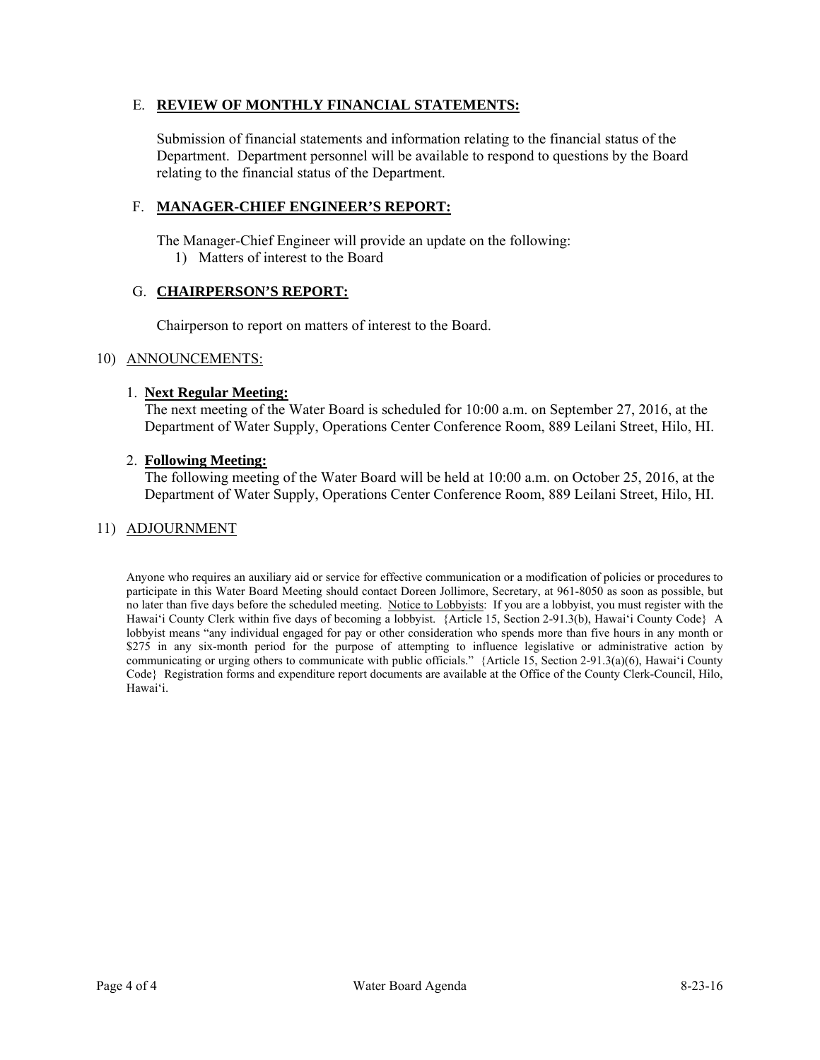E. **REVIEW OF MONTHLY FINANCIAL STATEMENTS:**

Submission of financial statements and information relating to the financial status of the Department. Department personnel will be available to respond to questions by the Board relating to the financial status of the Department.

F. **MANAGER-CHIEF ENGINEER'S REPORT:**

The Manager-Chief Engineer will provide an update on the following:

1) Matters of interest to the Board

G. **CHAIRPERSON'S REPORT:**

Chairperson to report on matters of interest to the Board.

10) ANNOUNCEMENTS:

1. **Next Regular Meeting:**
The next meeting of the Water Board is scheduled for 10:00 a.m. on September 27, 2016, at the Department of Water Supply, Operations Center Conference Room, 889 Leilani Street, Hilo, HI.

2. **Following Meeting:**
The following meeting of the Water Board will be held at 10:00 a.m. on October 25, 2016, at the Department of Water Supply, Operations Center Conference Room, 889 Leilani Street, Hilo, HI.

11) ADJOURNMENT

Anyone who requires an auxiliary aid or service for effective communication or a modification of policies or procedures to participate in this Water Board Meeting should contact Doreen Jollimore, Secretary, at 961-8050 as soon as possible, but no later than five days before the scheduled meeting. Notice to Lobbyists: If you are a lobbyist, you must register with the Hawai'i County Clerk within five days of becoming a lobbyist. {Article 15, Section 2-91.3(b), Hawai'i County Code} A lobbyist means "any individual engaged for pay or other consideration who spends more than five hours in any month or $275 in any six-month period for the purpose of attempting to influence legislative or administrative action by communicating or urging others to communicate with public officials." {Article 15, Section 2-91.3(a)(6), Hawai'i County Code} Registration forms and expenditure report documents are available at the Office of the County Clerk-Council, Hilo, Hawai'i.